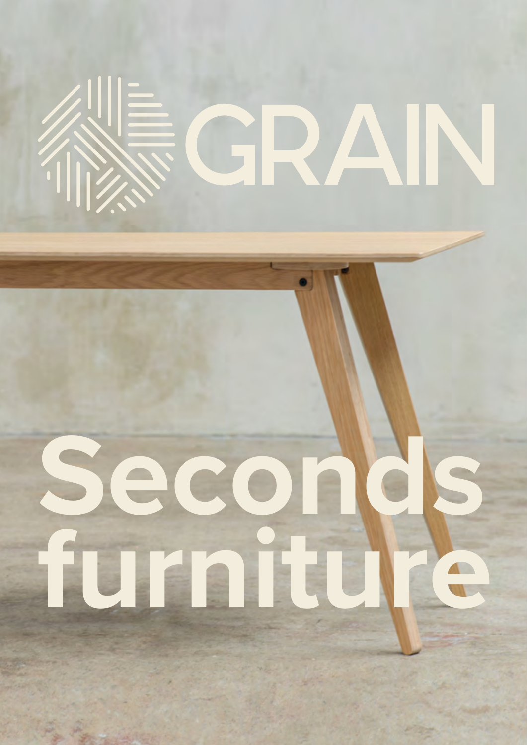# GRAIN

# Seconds furniture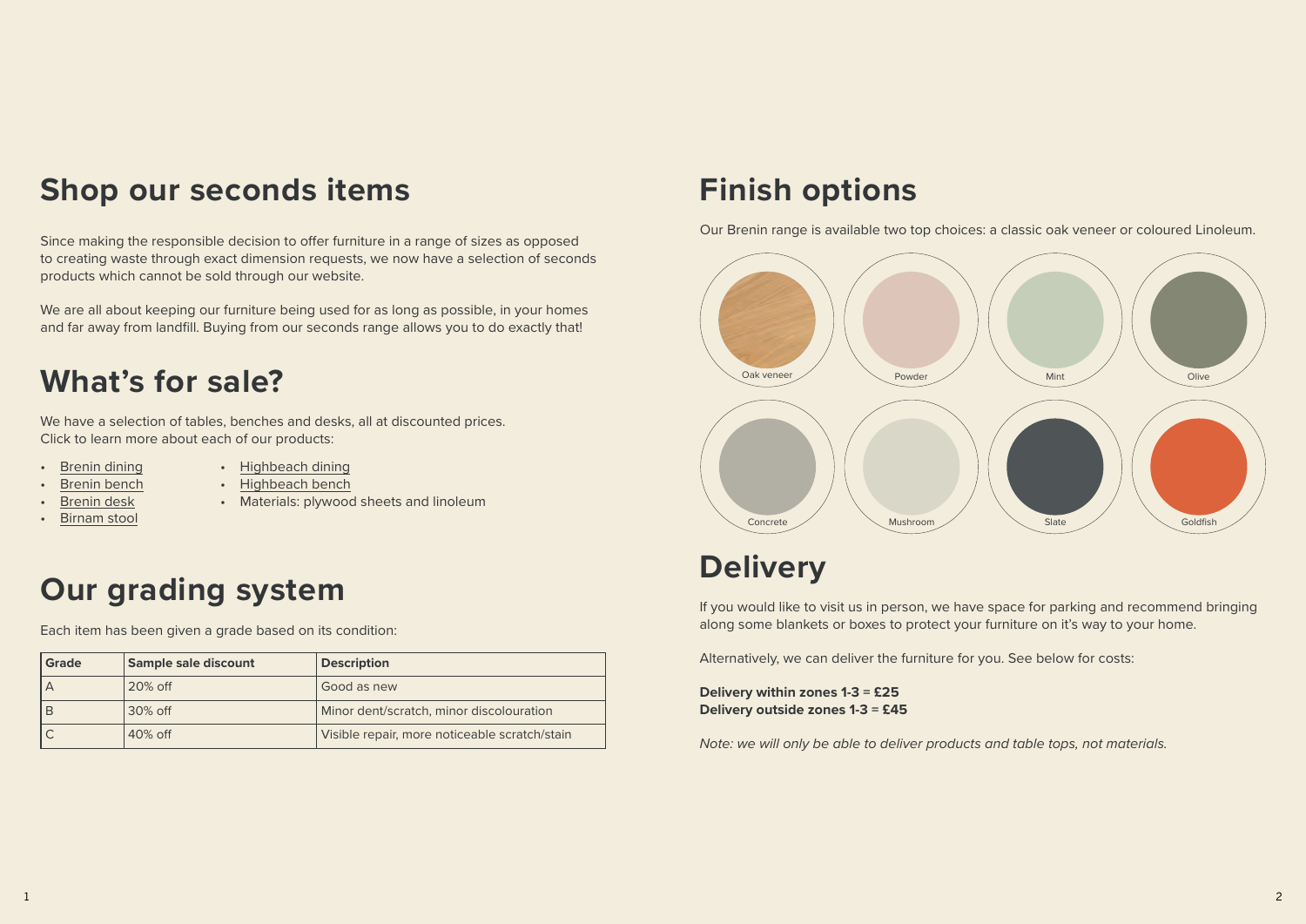# Shop our seconds items

Since making the responsible decision to offer furniture in a range of sizes as opposed to creating waste through exact dimension requests, we now have a selection of seconds products which cannot be sold through our website.

We are all about keeping our furniture being used for as long as possible, in your homes and far away from landfill. Buying from our seconds range allows you to do exactly that!

# What's for sale?

We have a selection of tables, benches and desks, all at discounted prices. Click to learn more about each of our products:

- Brenin dining
- Brenin bench
- Brenin desk
- Birnam stool
- Highbeach dining
- Highbeach bench
- Materials: plywood sheets and linoleum

# Our grading system

Each item has been given a grade based on its condition:

| Grade | Sample sale discount | Description |
| --- | --- | --- |
| A | 20% off | Good as new |
| B | 30% off | Minor dent/scratch, minor discolouration |
| C | 40% off | Visible repair, more noticeable scratch/stain |

# Finish options

Our Brenin range is available two top choices: a classic oak veneer or coloured Linoleum.

Oak veneer, Powder, Mint, Olive, Concrete, Mushroom, Slate, Goldfish

# Delivery

If you would like to visit us in person, we have space for parking and recommend bringing along some blankets or boxes to protect your furniture on it's way to your home.

Alternatively, we can deliver the furniture for you. See below for costs:

**Delivery within zones 1-3 = £25**
**Delivery outside zones 1-3 = £45**

*Note: we will only be able to deliver products and table tops, not materials.*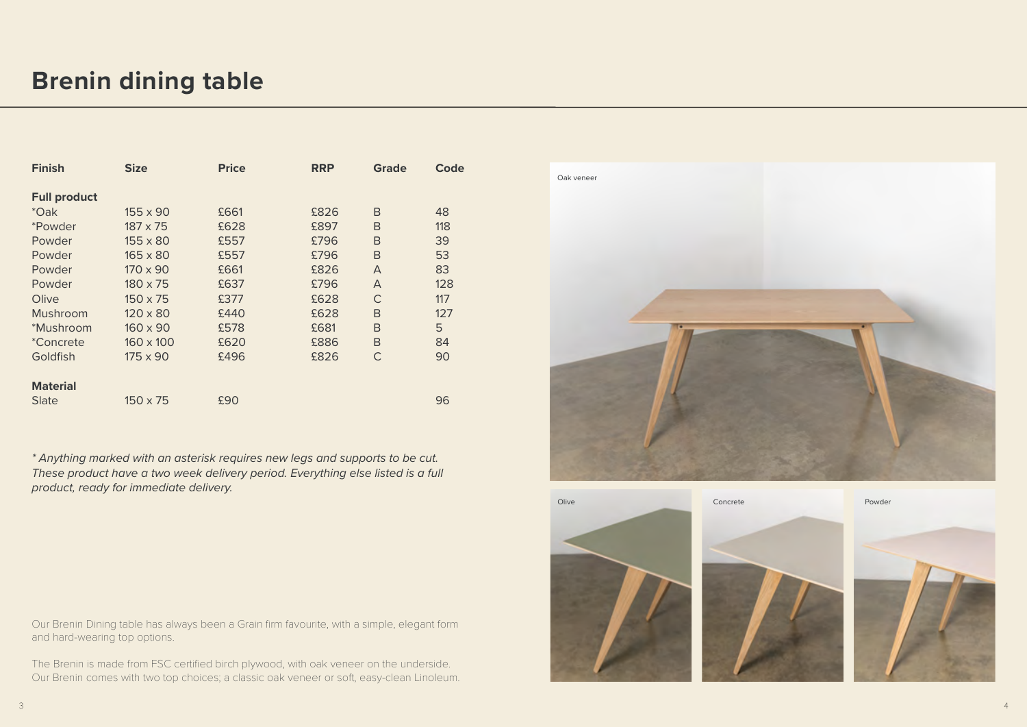# Brenin dining table

| Finish | Size | Price | RRP | Grade | Code |
|---|---|---|---|---|---|
| **Full product** | | | | | |
| *Oak | 155 x 90 | £661 | £826 | B | 48 |
| *Powder | 187 x 75 | £628 | £897 | B | 118 |
| Powder | 155 x 80 | £557 | £796 | B | 39 |
| Powder | 165 x 80 | £557 | £796 | B | 53 |
| Powder | 170 x 90 | £661 | £826 | A | 83 |
| Powder | 180 x 75 | £637 | £796 | A | 128 |
| Olive | 150 x 75 | £377 | £628 | C | 117 |
| Mushroom | 120 x 80 | £440 | £628 | B | 127 |
| *Mushroom | 160 x 90 | £578 | £681 | B | 5 |
| *Concrete | 160 x 100 | £620 | £886 | B | 84 |
| Goldfish | 175 x 90 | £496 | £826 | C | 90 |
| **Material** | | | | | |
| Slate | 150 x 75 | £90 | | | 96 |

*\* Anything marked with an asterisk requires new legs and supports to be cut. These product have a two week delivery period. Everything else listed is a full product, ready for immediate delivery.*

Our Brenin Dining table has always been a Grain firm favourite, with a simple, elegant form and hard-wearing top options.

The Brenin is made from FSC certified birch plywood, with oak veneer on the underside. Our Brenin comes with two top choices; a classic oak veneer or soft, easy-clean Linoleum.

Oak veneer

Olive

Concrete

Powder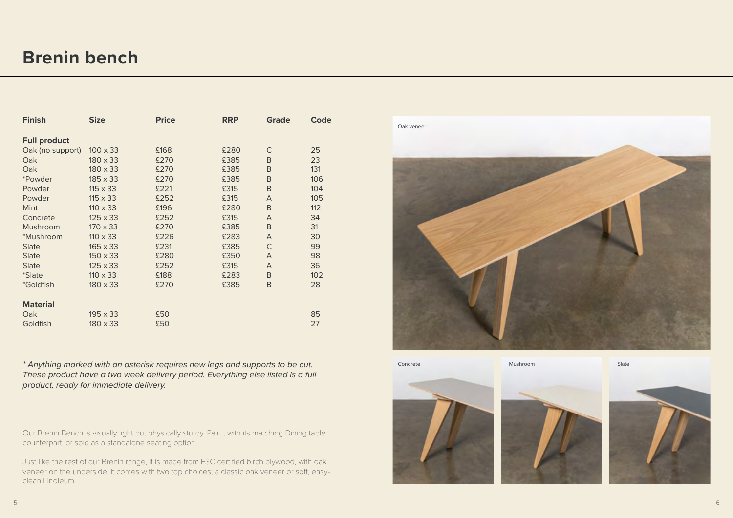# Brenin bench

| Finish | Size | Price | RRP | Grade | Code |
|---|---|---|---|---|---|
| **Full product** | | | | | |
| Oak (no support) | 100 x 33 | £168 | £280 | C | 25 |
| Oak | 180 x 33 | £270 | £385 | B | 23 |
| Oak | 180 x 33 | £270 | £385 | B | 131 |
| *Powder | 185 x 33 | £270 | £385 | B | 106 |
| Powder | 115 x 33 | £221 | £315 | B | 104 |
| Powder | 115 x 33 | £252 | £315 | A | 105 |
| Mint | 110 x 33 | £196 | £280 | B | 112 |
| Concrete | 125 x 33 | £252 | £315 | A | 34 |
| Mushroom | 170 x 33 | £270 | £385 | B | 31 |
| *Mushroom | 110 x 33 | £226 | £283 | A | 30 |
| Slate | 165 x 33 | £231 | £385 | C | 99 |
| Slate | 150 x 33 | £280 | £350 | A | 98 |
| Slate | 125 x 33 | £252 | £315 | A | 36 |
| *Slate | 110 x 33 | £188 | £283 | B | 102 |
| *Goldfish | 180 x 33 | £270 | £385 | B | 28 |
| **Material** | | | | | |
| Oak | 195 x 33 | £50 | | | 85 |
| Goldfish | 180 x 33 | £50 | | | 27 |

*\* Anything marked with an asterisk requires new legs and supports to be cut. These product have a two week delivery period. Everything else listed is a full product, ready for immediate delivery.*

Our Brenin Bench is visually light but physically sturdy. Pair it with its matching Dining table counterpart, or solo as a standalone seating option.

Just like the rest of our Brenin range, it is made from FSC certified birch plywood, with oak veneer on the underside. It comes with two top choices; a classic oak veneer or soft, easy-clean Linoleum.

Oak veneer

Concrete

Mushroom

Slate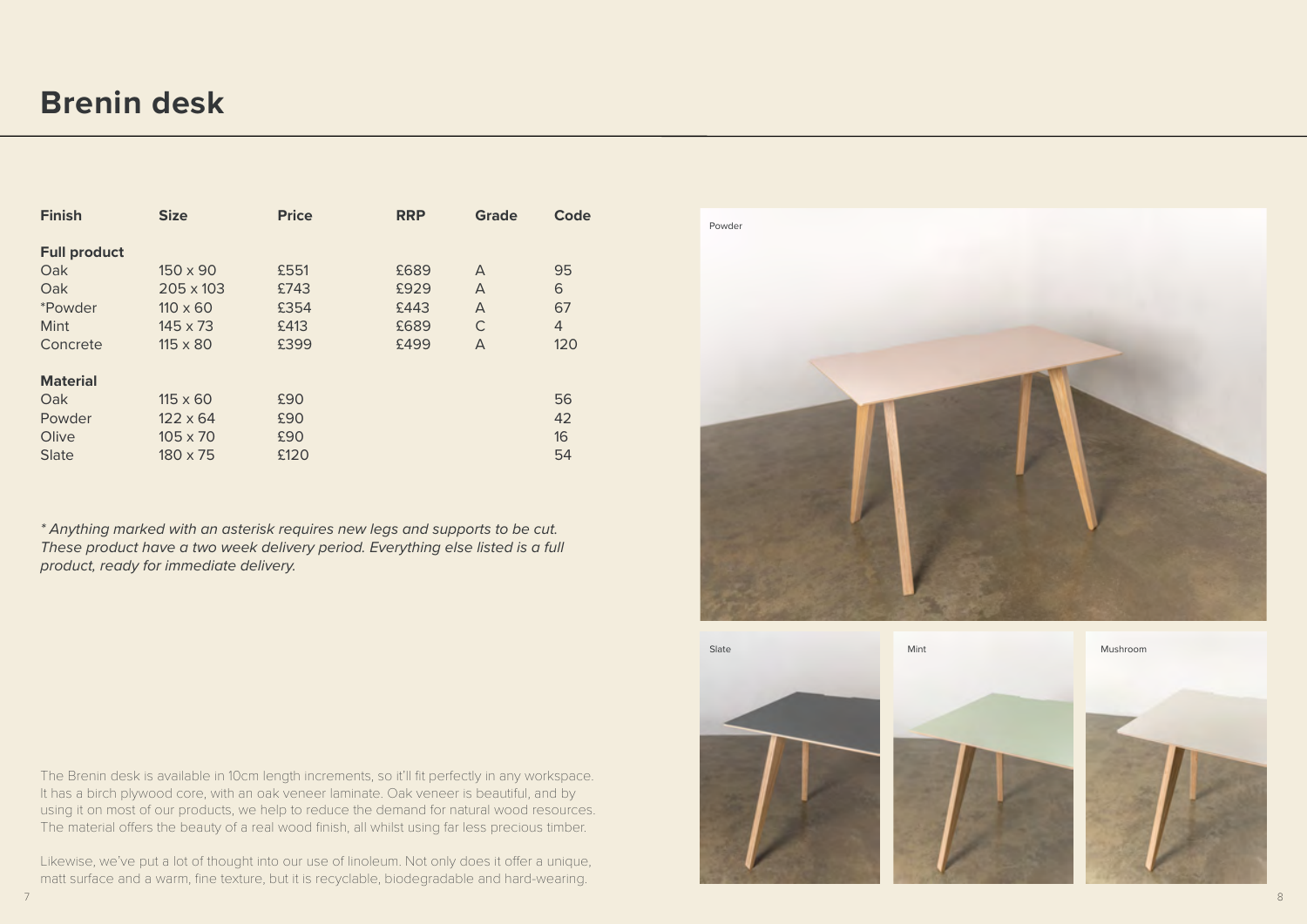# Brenin desk

| Finish | Size | Price | RRP | Grade | Code |
|---|---|---|---|---|---|
| **Full product** | | | | | |
| Oak | 150 x 90 | £551 | £689 | A | 95 |
| Oak | 205 x 103 | £743 | £929 | A | 6 |
| *Powder | 110 x 60 | £354 | £443 | A | 67 |
| Mint | 145 x 73 | £413 | £689 | C | 4 |
| Concrete | 115 x 80 | £399 | £499 | A | 120 |
| **Material** | | | | | |
| Oak | 115 x 60 | £90 | | | 56 |
| Powder | 122 x 64 | £90 | | | 42 |
| Olive | 105 x 70 | £90 | | | 16 |
| Slate | 180 x 75 | £120 | | | 54 |

*\* Anything marked with an asterisk requires new legs and supports to be cut. These product have a two week delivery period. Everything else listed is a full product, ready for immediate delivery.*

The Brenin desk is available in 10cm length increments, so it'll fit perfectly in any workspace. It has a birch plywood core, with an oak veneer laminate. Oak veneer is beautiful, and by using it on most of our products, we help to reduce the demand for natural wood resources. The material offers the beauty of a real wood finish, all whilst using far less precious timber.

Likewise, we've put a lot of thought into our use of linoleum. Not only does it offer a unique, matt surface and a warm, fine texture, but it is recyclable, biodegradable and hard-wearing.

Powder

Slate

Mint

Mushroom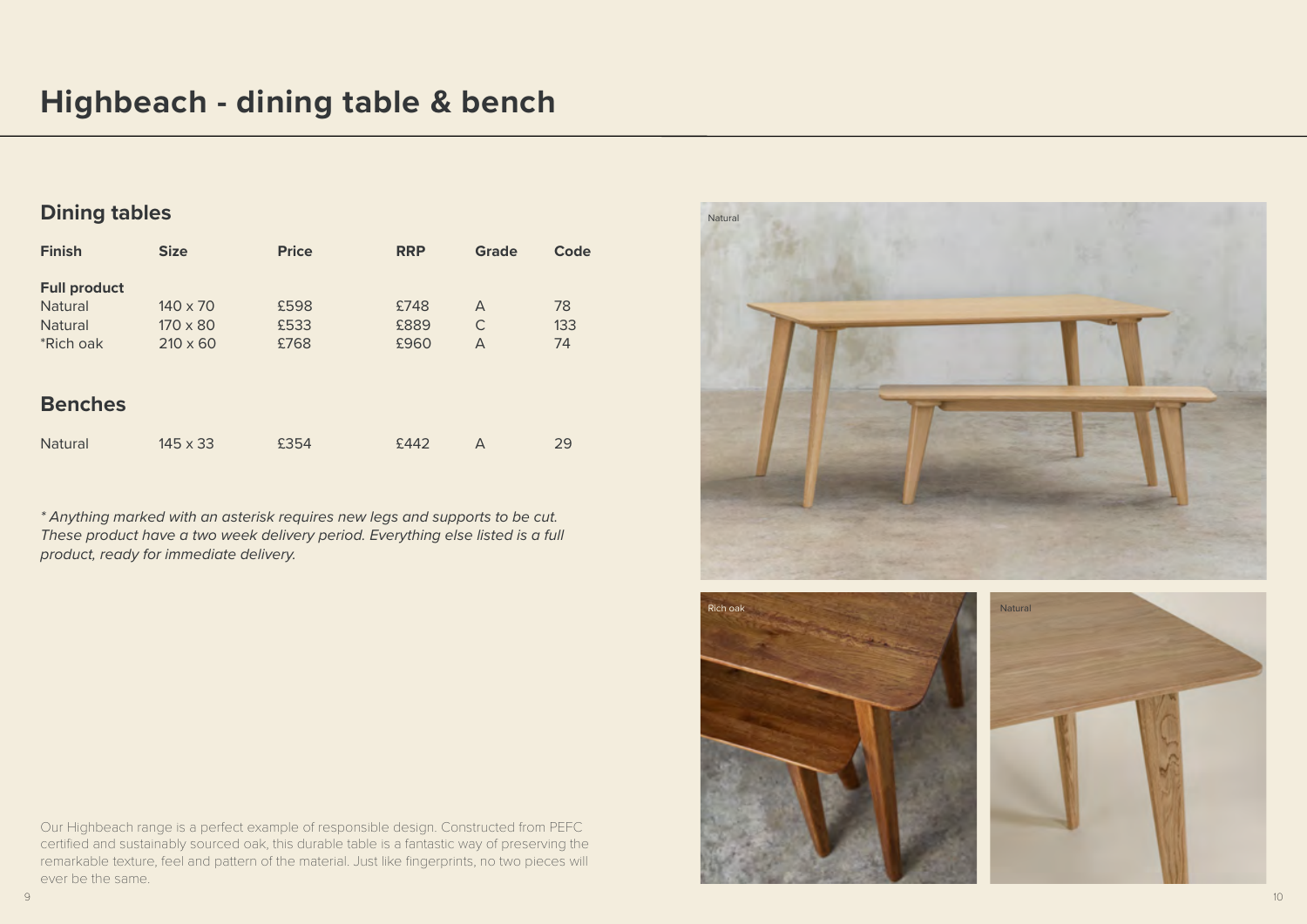# Highbeach - dining table & bench

## Dining tables

| Finish | Size | Price | RRP | Grade | Code |
|---|---|---|---|---|---|
| **Full product** | | | | | |
| Natural | 140 x 70 | £598 | £748 | A | 78 |
| Natural | 170 x 80 | £533 | £889 | C | 133 |
| *Rich oak | 210 x 60 | £768 | £960 | A | 74 |

## Benches

| Finish | Size | Price | RRP | Grade | Code |
|---|---|---|---|---|---|
| Natural | 145 x 33 | £354 | £442 | A | 29 |

*\* Anything marked with an asterisk requires new legs and supports to be cut. These product have a two week delivery period. Everything else listed is a full product, ready for immediate delivery.*

Natural

Rich oak

Natural

Our Highbeach range is a perfect example of responsible design. Constructed from PEFC certified and sustainably sourced oak, this durable table is a fantastic way of preserving the remarkable texture, feel and pattern of the material. Just like fingerprints, no two pieces will ever be the same.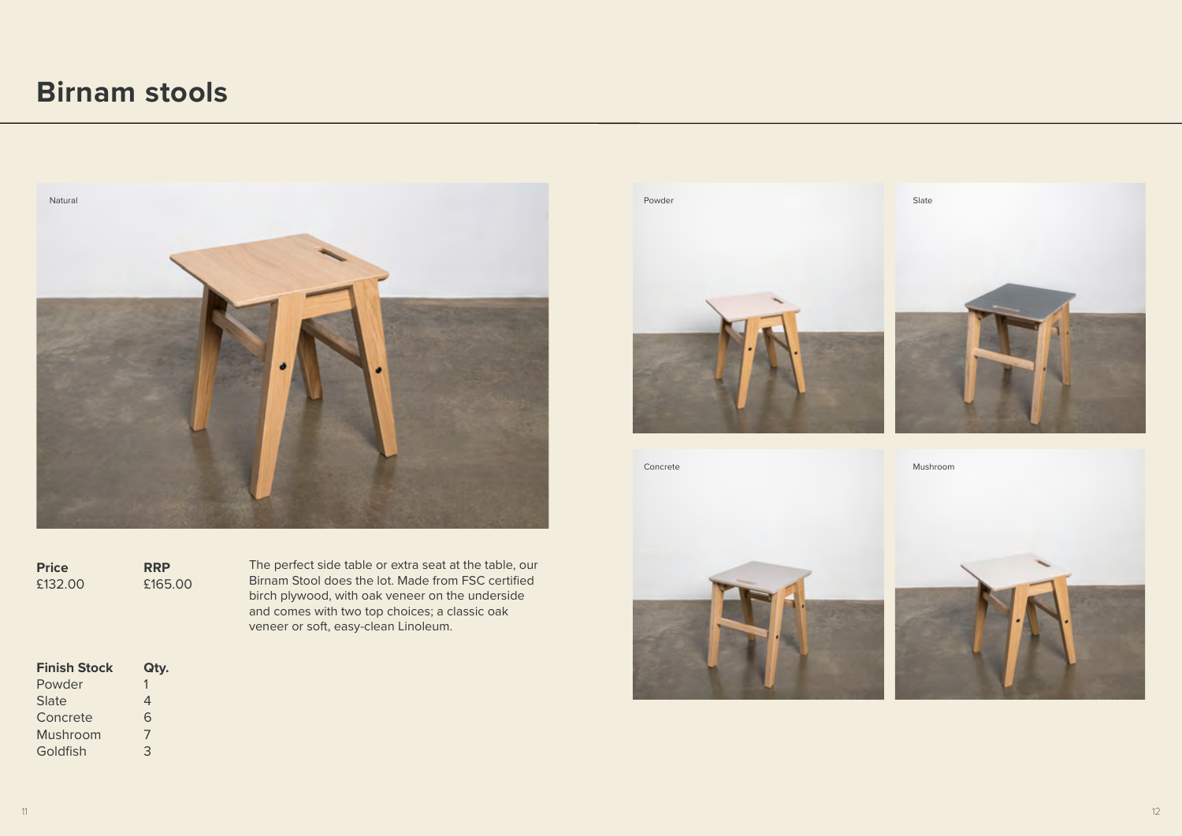# Birnam stools

Natural

Powder

Slate

Concrete

Mushroom

| Price | RRP |
| --- | --- |
| £132.00 | £165.00 |

The perfect side table or extra seat at the table, our Birnam Stool does the lot. Made from FSC certified birch plywood, with oak veneer on the underside and comes with two top choices; a classic oak veneer or soft, easy-clean Linoleum.

| Finish Stock | Qty. |
| --- | --- |
| Powder | 1 |
| Slate | 4 |
| Concrete | 6 |
| Mushroom | 7 |
| Goldfish | 3 |